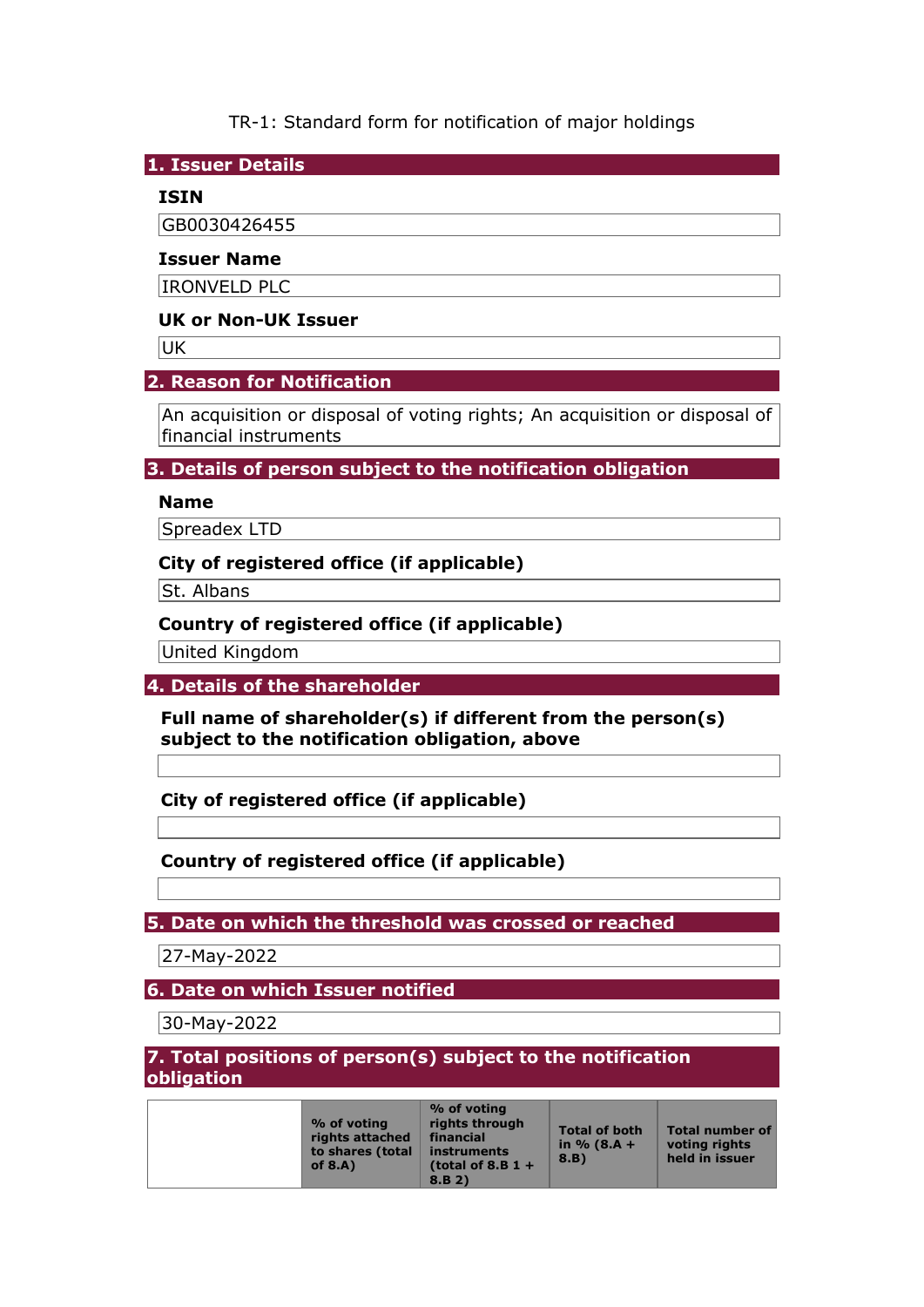TR-1: Standard form for notification of major holdings

## 1. Issuer Details

**ISIN**

GB0030426455

**Issuer Name**

IRONVELD PLC

**UK or Non-UK Issuer**

UK

## 2. Reason for Notification

An acquisition or disposal of voting rights; An acquisition or disposal of financial instruments

## 3. Details of person subject to the notification obligation

**Name**

Spreadex LTD

**City of registered office (if applicable)**

St. Albans

**Country of registered office (if applicable)**

United Kingdom

## 4. Details of the shareholder

**Full name of shareholder(s) if different from the person(s) subject to the notification obligation, above**

**City of registered office (if applicable)**

**Country of registered office (if applicable)**

## 5. Date on which the threshold was crossed or reached

27-May-2022

## 6. Date on which Issuer notified

30-May-2022

## 7. Total positions of person(s) subject to the notification obligation

| | % of voting rights attached to shares (total of 8.A) | % of voting rights through financial instruments (total of 8.B 1 + 8.B 2) | Total of both in % (8.A + 8.B) | Total number of voting rights held in issuer |
|---|---|---|---|---|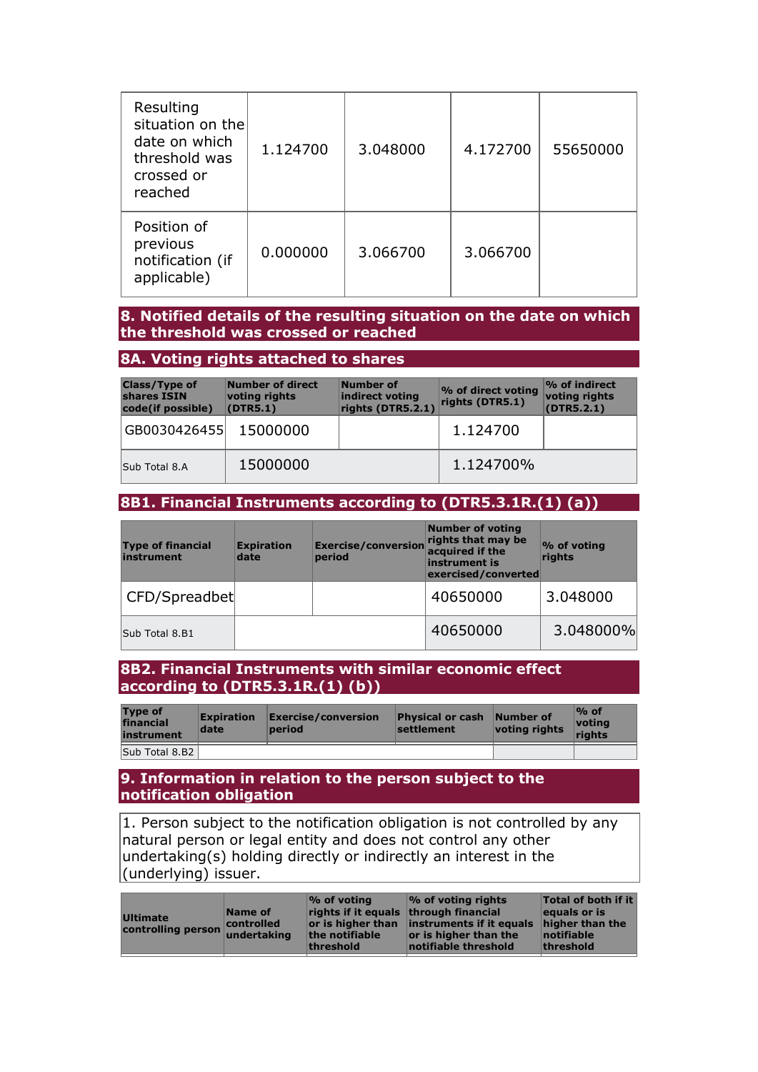| | | | | |
|---|---|---|---|---|
| Resulting situation on the date on which threshold was crossed or reached | 1.124700 | 3.048000 | 4.172700 | 55650000 |
| Position of previous notification (if applicable) | 0.000000 | 3.066700 | 3.066700 | |

## 8. Notified details of the resulting situation on the date on which the threshold was crossed or reached

### 8A. Voting rights attached to shares

| Class/Type of shares ISIN code(if possible) | Number of direct voting rights (DTR5.1) | Number of indirect voting rights (DTR5.2.1) | % of direct voting rights (DTR5.1) | % of indirect voting rights (DTR5.2.1) |
|---|---|---|---|---|
| GB0030426455 | 15000000 | | 1.124700 | |
| Sub Total 8.A | 15000000 | | 1.124700% | |

### 8B1. Financial Instruments according to (DTR5.3.1R.(1) (a))

| Type of financial instrument | Expiration date | Exercise/conversion period | Number of voting rights that may be acquired if the instrument is exercised/converted | % of voting rights |
|---|---|---|---|---|
| CFD/Spreadbet | | | 40650000 | 3.048000 |
| Sub Total 8.B1 | | | 40650000 | 3.048000% |

### 8B2. Financial Instruments with similar economic effect according to (DTR5.3.1R.(1) (b))

| Type of financial instrument | Expiration date | Exercise/conversion period | Physical or cash settlement | Number of voting rights | % of voting rights |
|---|---|---|---|---|---|
| Sub Total 8.B2 | | | | | |

## 9. Information in relation to the person subject to the notification obligation

1. Person subject to the notification obligation is not controlled by any natural person or legal entity and does not control any other undertaking(s) holding directly or indirectly an interest in the (underlying) issuer.

| Ultimate controlling person | Name of controlled undertaking | % of voting rights if it equals or is higher than the notifiable threshold | % of voting rights through financial instruments if it equals or is higher than the notifiable threshold | Total of both if it equals or is higher than the notifiable threshold |
|---|---|---|---|---|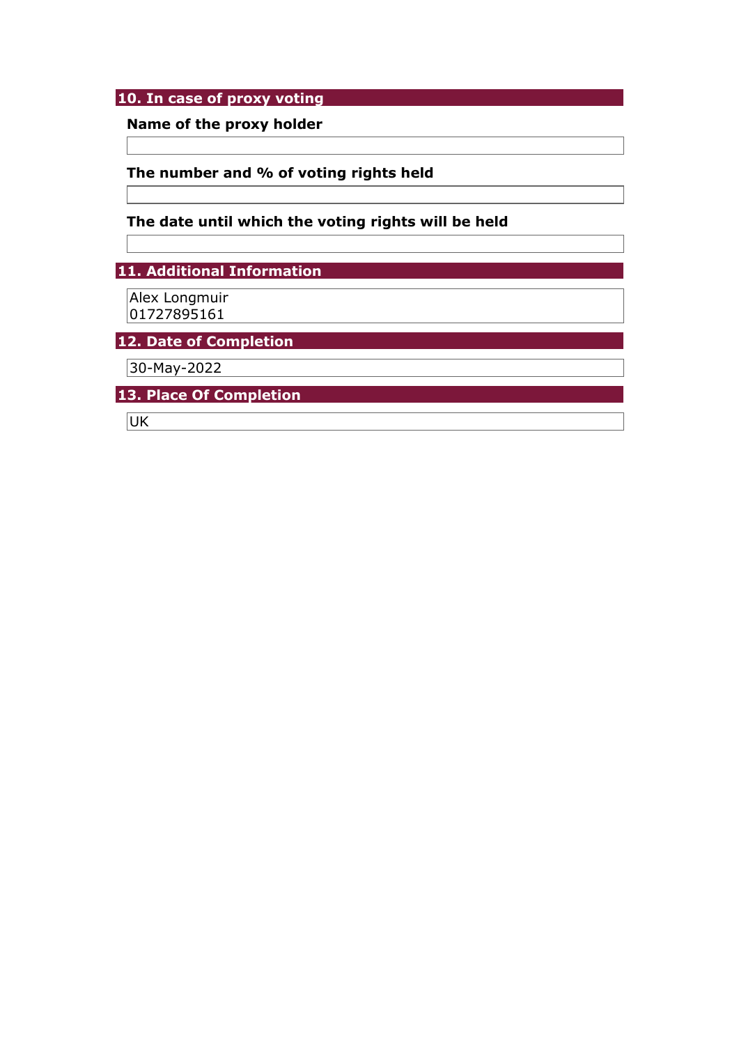## 10. In case of proxy voting

**Name of the proxy holder**

**The number and % of voting rights held**

**The date until which the voting rights will be held**

## 11. Additional Information

Alex Longmuir
01727895161

## 12. Date of Completion

30-May-2022

## 13. Place Of Completion

UK